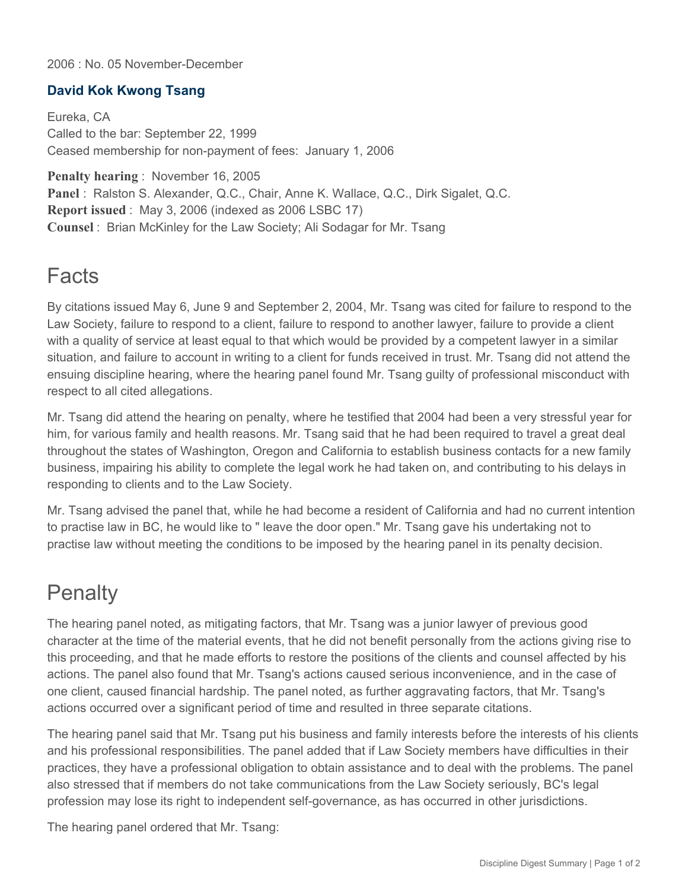2006 : No. 05 November-December

### David Kok Kwong Tsang

Eureka, CA
Called to the bar: September 22, 1999
Ceased membership for non-payment of fees: January 1, 2006

**Penalty hearing** : November 16, 2005
**Panel** : Ralston S. Alexander, Q.C., Chair, Anne K. Wallace, Q.C., Dirk Sigalet, Q.C.
**Report issued** : May 3, 2006 (indexed as 2006 LSBC 17)
**Counsel** : Brian McKinley for the Law Society; Ali Sodagar for Mr. Tsang

## Facts

By citations issued May 6, June 9 and September 2, 2004, Mr. Tsang was cited for failure to respond to the Law Society, failure to respond to a client, failure to respond to another lawyer, failure to provide a client with a quality of service at least equal to that which would be provided by a competent lawyer in a similar situation, and failure to account in writing to a client for funds received in trust. Mr. Tsang did not attend the ensuing discipline hearing, where the hearing panel found Mr. Tsang guilty of professional misconduct with respect to all cited allegations.

Mr. Tsang did attend the hearing on penalty, where he testified that 2004 had been a very stressful year for him, for various family and health reasons. Mr. Tsang said that he had been required to travel a great deal throughout the states of Washington, Oregon and California to establish business contacts for a new family business, impairing his ability to complete the legal work he had taken on, and contributing to his delays in responding to clients and to the Law Society.

Mr. Tsang advised the panel that, while he had become a resident of California and had no current intention to practise law in BC, he would like to " leave the door open." Mr. Tsang gave his undertaking not to practise law without meeting the conditions to be imposed by the hearing panel in its penalty decision.

## Penalty

The hearing panel noted, as mitigating factors, that Mr. Tsang was a junior lawyer of previous good character at the time of the material events, that he did not benefit personally from the actions giving rise to this proceeding, and that he made efforts to restore the positions of the clients and counsel affected by his actions. The panel also found that Mr. Tsang's actions caused serious inconvenience, and in the case of one client, caused financial hardship. The panel noted, as further aggravating factors, that Mr. Tsang's actions occurred over a significant period of time and resulted in three separate citations.

The hearing panel said that Mr. Tsang put his business and family interests before the interests of his clients and his professional responsibilities. The panel added that if Law Society members have difficulties in their practices, they have a professional obligation to obtain assistance and to deal with the problems. The panel also stressed that if members do not take communications from the Law Society seriously, BC's legal profession may lose its right to independent self-governance, as has occurred in other jurisdictions.

The hearing panel ordered that Mr. Tsang: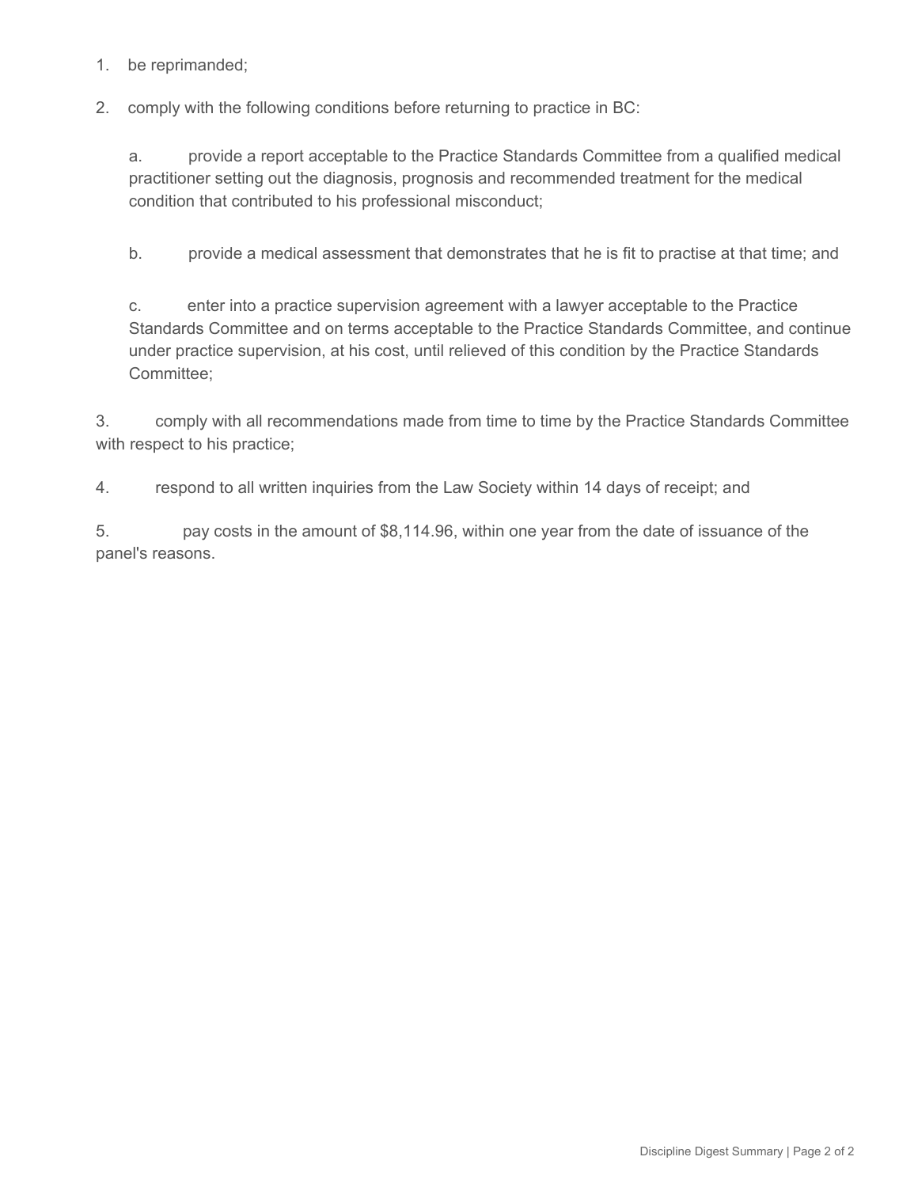1. be reprimanded;
2. comply with the following conditions before returning to practice in BC:

   a. provide a report acceptable to the Practice Standards Committee from a qualified medical practitioner setting out the diagnosis, prognosis and recommended treatment for the medical condition that contributed to his professional misconduct;

   b. provide a medical assessment that demonstrates that he is fit to practise at that time; and

   c. enter into a practice supervision agreement with a lawyer acceptable to the Practice Standards Committee and on terms acceptable to the Practice Standards Committee, and continue under practice supervision, at his cost, until relieved of this condition by the Practice Standards Committee;

3. comply with all recommendations made from time to time by the Practice Standards Committee with respect to his practice;
4. respond to all written inquiries from the Law Society within 14 days of receipt; and
5. pay costs in the amount of $8,114.96, within one year from the date of issuance of the panel's reasons.